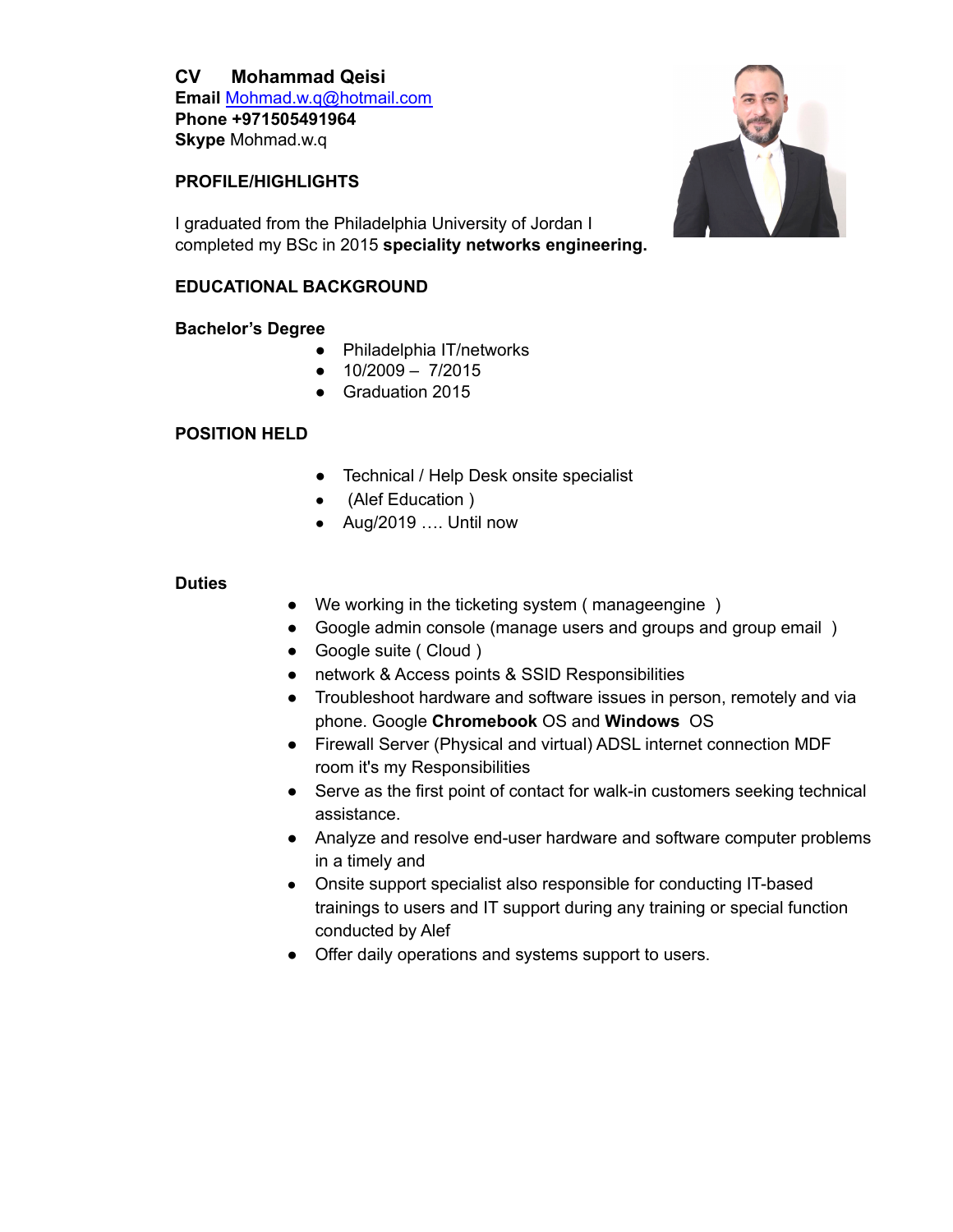# CV Mohammad Qeisi

**Email** Mohmad.w.q@hotmail.com
**Phone +971505491964**
**Skype** Mohmad.w.q

## PROFILE/HIGHLIGHTS

I graduated from the Philadelphia University of Jordan I completed my BSc in 2015 **speciality networks engineering.**

## EDUCATIONAL BACKGROUND

### Bachelor's Degree

- Philadelphia IT/networks
- 10/2009 – 7/2015
- Graduation 2015

## POSITION HELD

- Technical / Help Desk onsite specialist
- (Alef Education )
- Aug/2019 …. Until now

### Duties

- We working in the ticketing system ( manageengine )
- Google admin console (manage users and groups and group email )
- Google suite ( Cloud )
- network & Access points & SSID Responsibilities
- Troubleshoot hardware and software issues in person, remotely and via phone. Google **Chromebook** OS and **Windows** OS
- Firewall Server (Physical and virtual) ADSL internet connection MDF room it's my Responsibilities
- Serve as the first point of contact for walk-in customers seeking technical assistance.
- Analyze and resolve end-user hardware and software computer problems in a timely and
- Onsite support specialist also responsible for conducting IT-based trainings to users and IT support during any training or special function conducted by Alef
- Offer daily operations and systems support to users.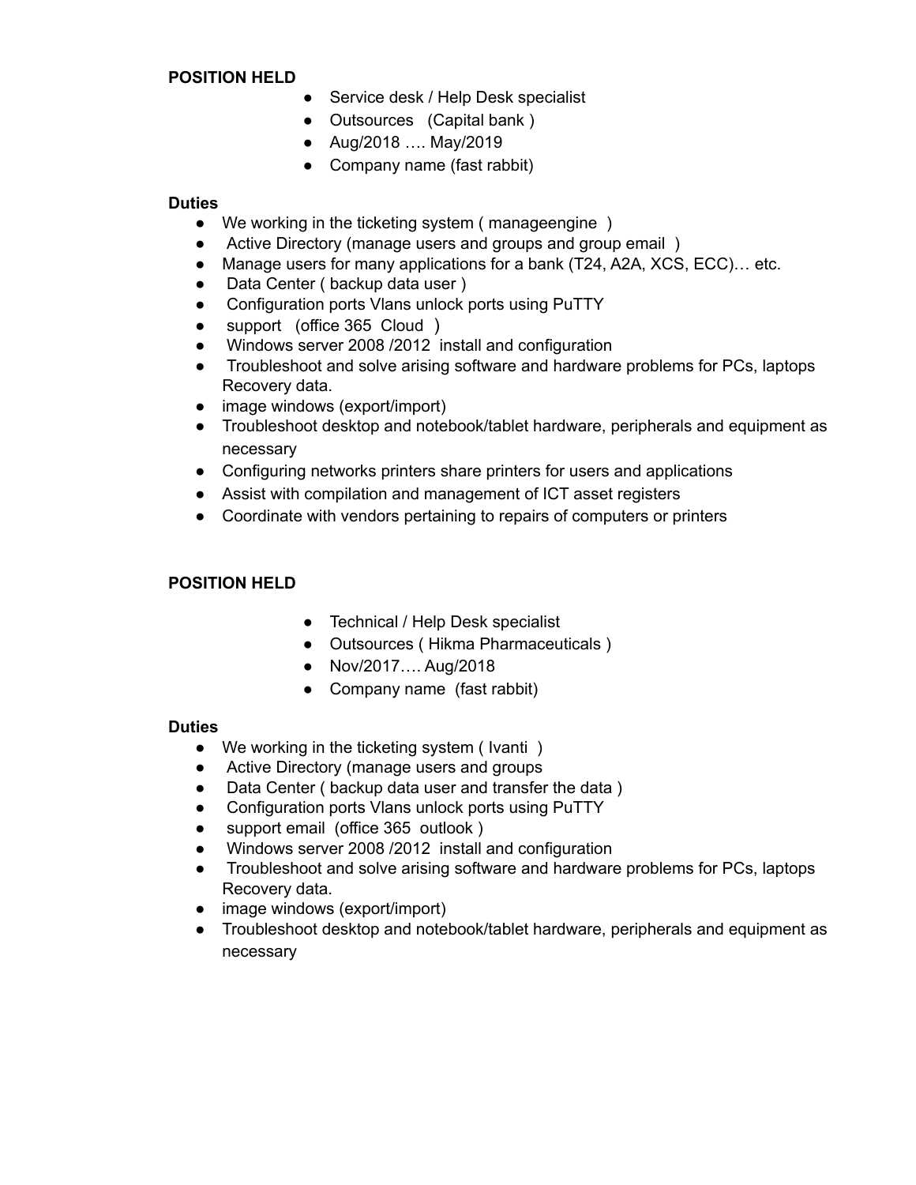**POSITION HELD**

- Service desk / Help Desk specialist
- Outsources (Capital bank )
- Aug/2018 …. May/2019
- Company name (fast rabbit)

**Duties**

- We working in the ticketing system ( manageengine )
- Active Directory (manage users and groups and group email )
- Manage users for many applications for a bank (T24, A2A, XCS, ECC)… etc.
- Data Center ( backup data user )
- Configuration ports Vlans unlock ports using PuTTY
- support (office 365 Cloud )
- Windows server 2008 /2012 install and configuration
- Troubleshoot and solve arising software and hardware problems for PCs, laptops Recovery data.
- image windows (export/import)
- Troubleshoot desktop and notebook/tablet hardware, peripherals and equipment as necessary
- Configuring networks printers share printers for users and applications
- Assist with compilation and management of ICT asset registers
- Coordinate with vendors pertaining to repairs of computers or printers

**POSITION HELD**

- Technical / Help Desk specialist
- Outsources ( Hikma Pharmaceuticals )
- Nov/2017…. Aug/2018
- Company name (fast rabbit)

**Duties**

- We working in the ticketing system ( Ivanti )
- Active Directory (manage users and groups
- Data Center ( backup data user and transfer the data )
- Configuration ports Vlans unlock ports using PuTTY
- support email (office 365 outlook )
- Windows server 2008 /2012 install and configuration
- Troubleshoot and solve arising software and hardware problems for PCs, laptops Recovery data.
- image windows (export/import)
- Troubleshoot desktop and notebook/tablet hardware, peripherals and equipment as necessary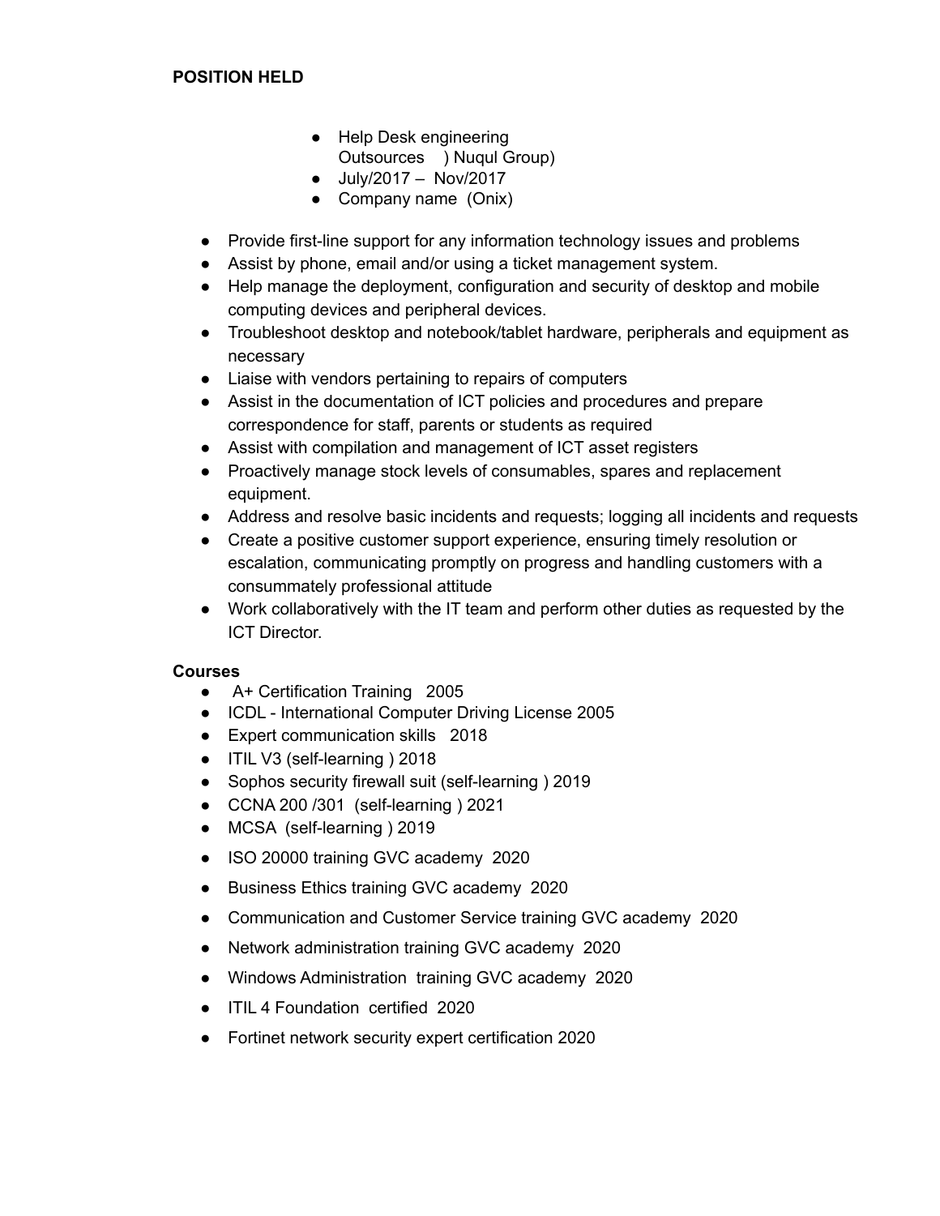**POSITION HELD**

- Help Desk engineering
  Outsources ) Nuqul Group)
- July/2017 – Nov/2017
- Company name (Onix)

- Provide first-line support for any information technology issues and problems
- Assist by phone, email and/or using a ticket management system.
- Help manage the deployment, configuration and security of desktop and mobile computing devices and peripheral devices.
- Troubleshoot desktop and notebook/tablet hardware, peripherals and equipment as necessary
- Liaise with vendors pertaining to repairs of computers
- Assist in the documentation of ICT policies and procedures and prepare correspondence for staff, parents or students as required
- Assist with compilation and management of ICT asset registers
- Proactively manage stock levels of consumables, spares and replacement equipment.
- Address and resolve basic incidents and requests; logging all incidents and requests
- Create a positive customer support experience, ensuring timely resolution or escalation, communicating promptly on progress and handling customers with a consummately professional attitude
- Work collaboratively with the IT team and perform other duties as requested by the ICT Director.

**Courses**

- A+ Certification Training 2005
- ICDL - International Computer Driving License 2005
- Expert communication skills 2018
- ITIL V3 (self-learning ) 2018
- Sophos security firewall suit (self-learning ) 2019
- CCNA 200 /301 (self-learning ) 2021
- MCSA (self-learning ) 2019
- ISO 20000 training GVC academy 2020
- Business Ethics training GVC academy 2020
- Communication and Customer Service training GVC academy 2020
- Network administration training GVC academy 2020
- Windows Administration training GVC academy 2020
- ITIL 4 Foundation certified 2020
- Fortinet network security expert certification 2020